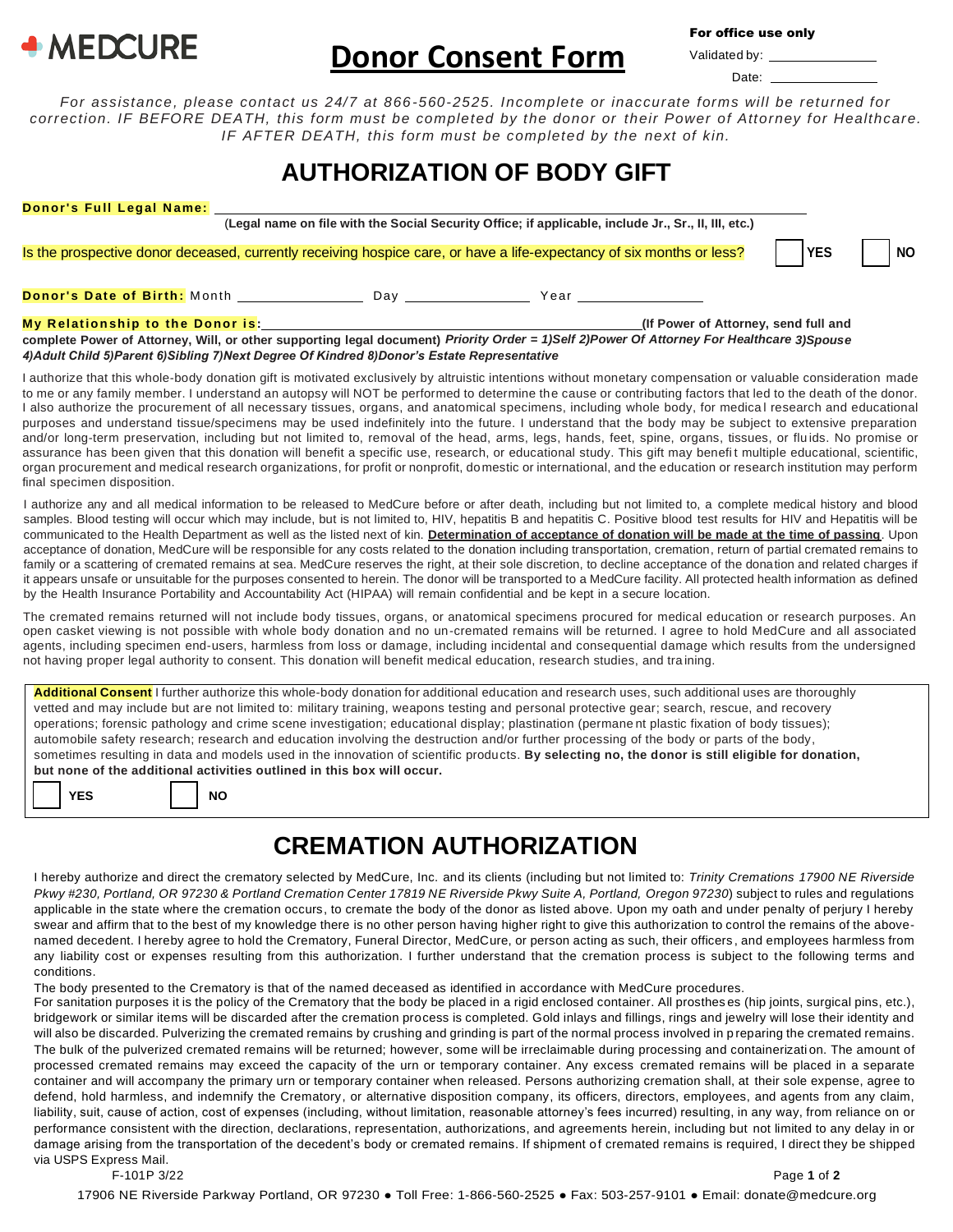MEDCURE

# Donor Consent Form

**For office use only**

Validated by: ______________

Date: ______________

*For assistance, please contact us 24/7 at 866-560-2525. Incomplete or inaccurate forms will be returned for correction. IF BEFORE DEATH, this form must be completed by the donor or their Power of Attorney for Healthcare. IF AFTER DEATH, this form must be completed by the next of kin.*

## AUTHORIZATION OF BODY GIFT

**Donor's Full Legal Name:** ____________________________________________

(**Legal name on file with the Social Security Office; if applicable, include Jr., Sr., II, III, etc.)**

Is the prospective donor deceased, currently receiving hospice care, or have a life-expectancy of six months or less? ☐ **YES** ☐ **NO**

**Donor's Date of Birth:** Month ______________ Day ______________ Year ______________

**My Relationship to the Donor is:** ____________________________________________ **(If Power of Attorney, send full and complete Power of Attorney, Will, or other supporting legal document)** ***Priority Order = 1)Self 2)Power Of Attorney For Healthcare 3)Spouse 4)Adult Child 5)Parent 6)Sibling 7)Next Degree Of Kindred 8)Donor's Estate Representative***

I authorize that this whole-body donation gift is motivated exclusively by altruistic intentions without monetary compensation or valuable consideration made to me or any family member. I understand an autopsy will NOT be performed to determine the cause or contributing factors that led to the death of the donor. I also authorize the procurement of all necessary tissues, organs, and anatomical specimens, including whole body, for medical research and educational purposes and understand tissue/specimens may be used indefinitely into the future. I understand that the body may be subject to extensive preparation and/or long-term preservation, including but not limited to, removal of the head, arms, legs, hands, feet, spine, organs, tissues, or fluids. No promise or assurance has been given that this donation will benefit a specific use, research, or educational study. This gift may benefit multiple educational, scientific, organ procurement and medical research organizations, for profit or nonprofit, domestic or international, and the education or research institution may perform final specimen disposition.

I authorize any and all medical information to be released to MedCure before or after death, including but not limited to, a complete medical history and blood samples. Blood testing will occur which may include, but is not limited to, HIV, hepatitis B and hepatitis C. Positive blood test results for HIV and Hepatitis will be communicated to the Health Department as well as the listed next of kin. **Determination of acceptance of donation will be made at the time of passing**. Upon acceptance of donation, MedCure will be responsible for any costs related to the donation including transportation, cremation, return of partial cremated remains to family or a scattering of cremated remains at sea. MedCure reserves the right, at their sole discretion, to decline acceptance of the donation and related charges if it appears unsafe or unsuitable for the purposes consented to herein. The donor will be transported to a MedCure facility. All protected health information as defined by the Health Insurance Portability and Accountability Act (HIPAA) will remain confidential and be kept in a secure location.

The cremated remains returned will not include body tissues, organs, or anatomical specimens procured for medical education or research purposes. An open casket viewing is not possible with whole body donation and no un-cremated remains will be returned. I agree to hold MedCure and all associated agents, including specimen end-users, harmless from loss or damage, including incidental and consequential damage which results from the undersigned not having proper legal authority to consent. This donation will benefit medical education, research studies, and training.

**Additional Consent** I further authorize this whole-body donation for additional education and research uses, such additional uses are thoroughly vetted and may include but are not limited to: military training, weapons testing and personal protective gear; search, rescue, and recovery operations; forensic pathology and crime scene investigation; educational display; plastination (permanent plastic fixation of body tissues); automobile safety research; research and education involving the destruction and/or further processing of the body or parts of the body, sometimes resulting in data and models used in the innovation of scientific products. **By selecting no, the donor is still eligible for donation, but none of the additional activities outlined in this box will occur.**

☐ **YES** ☐ **NO**

## CREMATION AUTHORIZATION

I hereby authorize and direct the crematory selected by MedCure, Inc. and its clients (including but not limited to: *Trinity Cremations 17900 NE Riverside Pkwy #230, Portland, OR 97230 & Portland Cremation Center 17819 NE Riverside Pkwy Suite A, Portland, Oregon 97230*) subject to rules and regulations applicable in the state where the cremation occurs, to cremate the body of the donor as listed above. Upon my oath and under penalty of perjury I hereby swear and affirm that to the best of my knowledge there is no other person having higher right to give this authorization to control the remains of the above-named decedent. I hereby agree to hold the Crematory, Funeral Director, MedCure, or person acting as such, their officers, and employees harmless from any liability cost or expenses resulting from this authorization. I further understand that the cremation process is subject to the following terms and conditions.

The body presented to the Crematory is that of the named deceased as identified in accordance with MedCure procedures.

For sanitation purposes it is the policy of the Crematory that the body be placed in a rigid enclosed container. All prostheses (hip joints, surgical pins, etc.), bridgework or similar items will be discarded after the cremation process is completed. Gold inlays and fillings, rings and jewelry will lose their identity and will also be discarded. Pulverizing the cremated remains by crushing and grinding is part of the normal process involved in preparing the cremated remains. The bulk of the pulverized cremated remains will be returned; however, some will be irreclaimable during processing and containerization. The amount of processed cremated remains may exceed the capacity of the urn or temporary container. Any excess cremated remains will be placed in a separate container and will accompany the primary urn or temporary container when released. Persons authorizing cremation shall, at their sole expense, agree to defend, hold harmless, and indemnify the Crematory, or alternative disposition company, its officers, directors, employees, and agents from any claim, liability, suit, cause of action, cost of expenses (including, without limitation, reasonable attorney's fees incurred) resulting, in any way, from reliance on or performance consistent with the direction, declarations, representation, authorizations, and agreements herein, including but not limited to any delay in or damage arising from the transportation of the decedent's body or cremated remains. If shipment of cremated remains is required, I direct they be shipped via USPS Express Mail.

F-101P 3/22

17906 NE Riverside Parkway Portland, OR 97230 ● Toll Free: 1-866-560-2525 ● Fax: 503-257-9101 ● Email: donate@medcure.org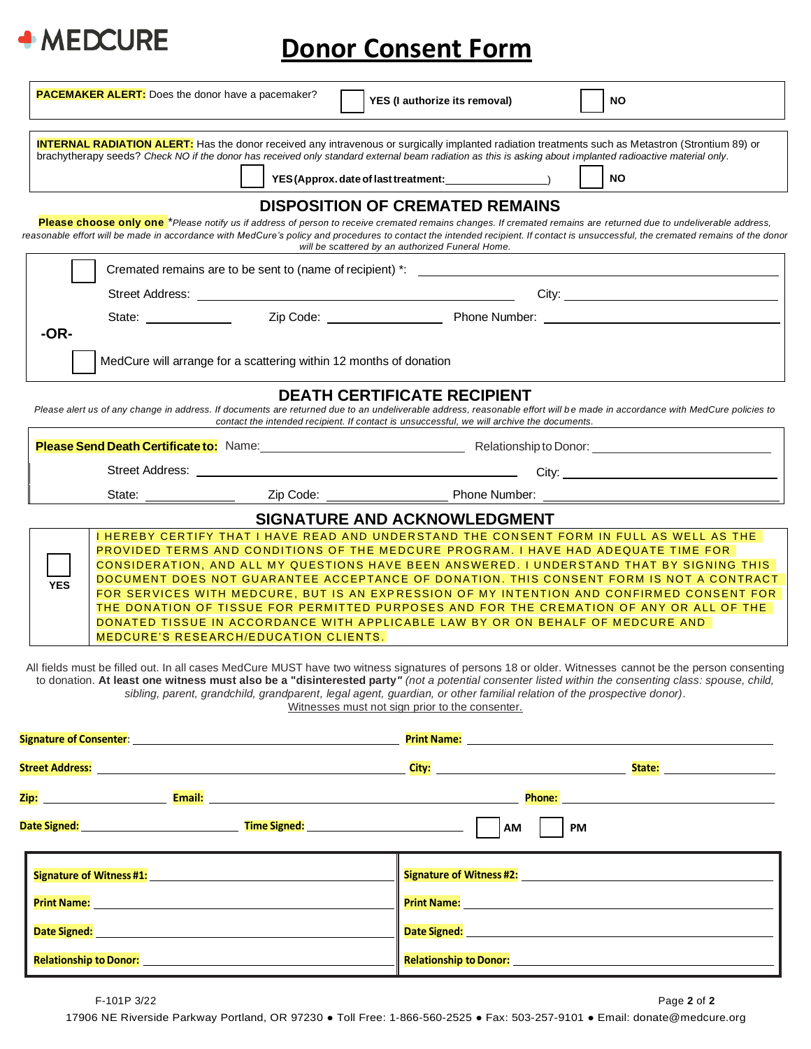MEDCURE

# Donor Consent Form

**PACEMAKER ALERT:** Does the donor have a pacemaker? ☐ **YES (I authorize its removal)** ☐ **NO**

**INTERNAL RADIATION ALERT:** Has the donor received any intravenous or surgically implanted radiation treatments such as Metastron (Strontium 89) or brachytherapy seeds? *Check NO if the donor has received only standard external beam radiation as this is asking about implanted radioactive material only.*

☐ **YES (Approx. date of last treatment:________________)** ☐ **NO**

## DISPOSITION OF CREMATED REMAINS

**Please choose only one** *\*Please notify us if address of person to receive cremated remains changes. If cremated remains are returned due to undeliverable address, reasonable effort will be made in accordance with MedCure's policy and procedures to contact the intended recipient. If contact is unsuccessful, the cremated remains of the donor will be scattered by an authorized Funeral Home.*

☐ Cremated remains are to be sent to (name of recipient) \*: ________________________________

Street Address: ________________________________ City: ________________

State: __________ Zip Code: ______________ Phone Number: ________________________

**-OR-**

☐ MedCure will arrange for a scattering within 12 months of donation

## DEATH CERTIFICATE RECIPIENT

*Please alert us of any change in address. If documents are returned due to an undeliverable address, reasonable effort will be made in accordance with MedCure policies to contact the intended recipient. If contact is unsuccessful, we will archive the documents.*

**Please Send Death Certificate to:** Name: ________________________ Relationship to Donor: ________________

Street Address: ________________________________ City: ________________

State: __________ Zip Code: ______________ Phone Number: ________________________

## SIGNATURE AND ACKNOWLEDGMENT

☐ **YES**

I HEREBY CERTIFY THAT I HAVE READ AND UNDERSTAND THE CONSENT FORM IN FULL AS WELL AS THE PROVIDED TERMS AND CONDITIONS OF THE MEDCURE PROGRAM. I HAVE HAD ADEQUATE TIME FOR CONSIDERATION, AND ALL MY QUESTIONS HAVE BEEN ANSWERED. I UNDERSTAND THAT BY SIGNING THIS DOCUMENT DOES NOT GUARANTEE ACCEPTANCE OF DONATION. THIS CONSENT FORM IS NOT A CONTRACT FOR SERVICES WITH MEDCURE, BUT IS AN EXPRESSION OF MY INTENTION AND CONFIRMED CONSENT FOR THE DONATION OF TISSUE FOR PERMITTED PURPOSES AND FOR THE CREMATION OF ANY OR ALL OF THE DONATED TISSUE IN ACCORDANCE WITH APPLICABLE LAW BY OR ON BEHALF OF MEDCURE AND MEDCURE'S RESEARCH/EDUCATION CLIENTS.

All fields must be filled out. In all cases MedCure MUST have two witness signatures of persons 18 or older. Witnesses cannot be the person consenting to donation. **At least one witness must also be a "disinterested party"** *(not a potential consenter listed within the consenting class: spouse, child, sibling, parent, grandchild, grandparent, legal agent, guardian, or other familial relation of the prospective donor).* Witnesses must not sign prior to the consenter.

**Signature of Consenter**: ________________________ **Print Name:** ________________________

**Street Address:** ________________________ **City:** ________________ **State:** __________

**Zip:** __________ **Email:** ________________________ **Phone:** ________________

**Date Signed:** ______________ **Time Signed:** ______________ ☐ **AM** ☐ **PM**

| | |
|---|---|
| **Signature of Witness #1:** | **Signature of Witness #2:** |
| **Print Name:** | **Print Name:** |
| **Date Signed:** | **Date Signed:** |
| **Relationship to Donor:** | **Relationship to Donor:** |

F-101P 3/22

17906 NE Riverside Parkway Portland, OR 97230 ● Toll Free: 1-866-560-2525 ● Fax: 503-257-9101 ● Email: donate@medcure.org